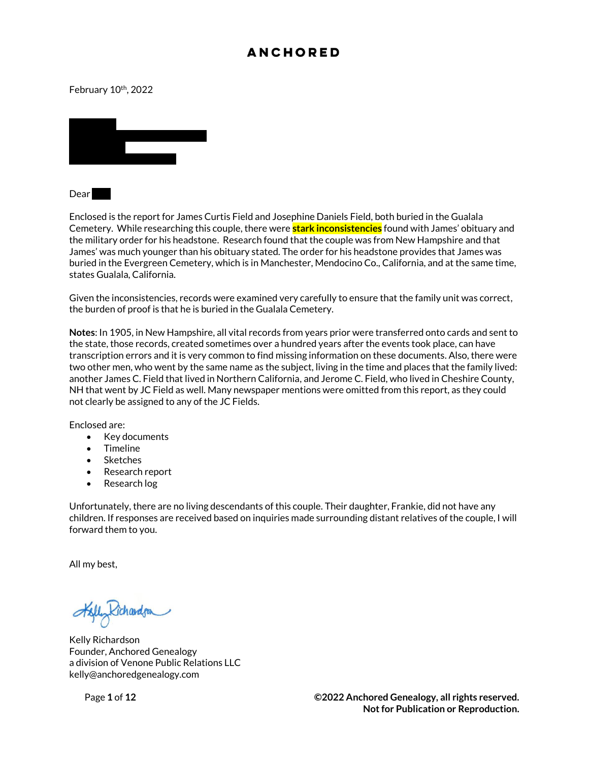# ANCHORED

February 10th, 2022

Dear

Enclosed is the report for James Curtis Field and Josephine Daniels Field, both buried in the Gualala Cemetery. While researching this couple, there were **stark inconsistencies** found with James' obituary and the military order for his headstone. Research found that the couple was from New Hampshire and that James' was much younger than his obituary stated. The order for his headstone provides that James was buried in the Evergreen Cemetery, which is in Manchester, Mendocino Co., California, and at the same time, states Gualala, California.

Given the inconsistencies, records were examined very carefully to ensure that the family unit was correct, the burden of proof is that he is buried in the Gualala Cemetery.

**Notes**: In 1905, in New Hampshire, all vital records from years prior were transferred onto cards and sent to the state, those records, created sometimes over a hundred years after the events took place, can have transcription errors and it is very common to find missing information on these documents. Also, there were two other men, who went by the same name as the subject, living in the time and places that the family lived: another James C. Field that lived in Northern California, and Jerome C. Field, who lived in Cheshire County, NH that went by JC Field as well. Many newspaper mentions were omitted from this report, as they could not clearly be assigned to any of the JC Fields.

Enclosed are:

- Key documents
- Timeline
- Sketches
- Research report
- Research log

Unfortunately, there are no living descendants of this couple. Their daughter, Frankie, did not have any children. If responses are received based on inquiries made surrounding distant relatives of the couple, I will forward them to you.

All my best,

Kelly Richardson
Founder, Anchored Genealogy
a division of Venone Public Relations LLC
kelly@anchoredgenealogy.com

**©2022 Anchored Genealogy, all rights reserved.**
**Not for Publication or Reproduction.**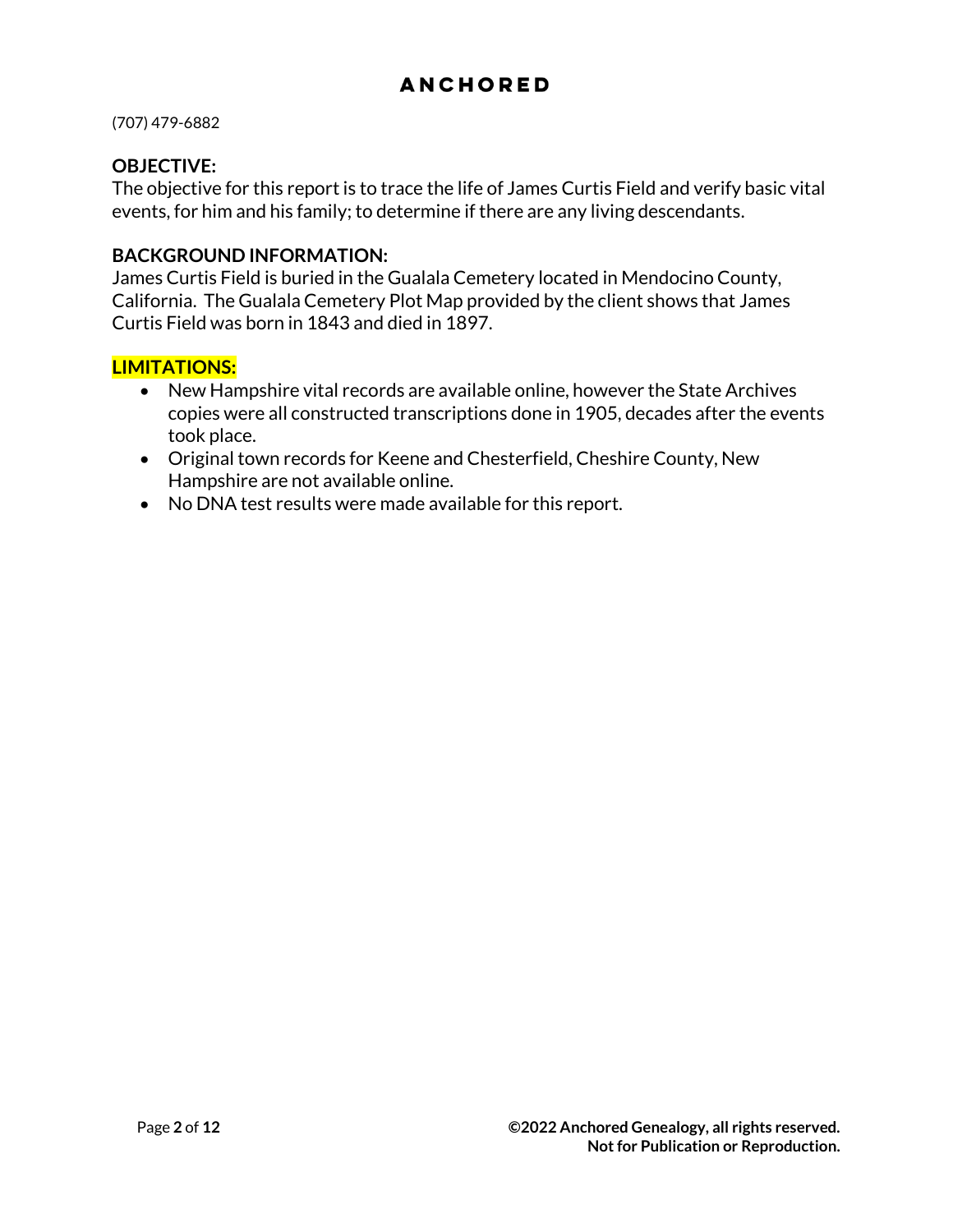(707) 479-6882

**OBJECTIVE:**
The objective for this report is to trace the life of James Curtis Field and verify basic vital events, for him and his family; to determine if there are any living descendants.

**BACKGROUND INFORMATION:**
James Curtis Field is buried in the Gualala Cemetery located in Mendocino County, California. The Gualala Cemetery Plot Map provided by the client shows that James Curtis Field was born in 1843 and died in 1897.

**LIMITATIONS:**

- New Hampshire vital records are available online, however the State Archives copies were all constructed transcriptions done in 1905, decades after the events took place.
- Original town records for Keene and Chesterfield, Cheshire County, New Hampshire are not available online.
- No DNA test results were made available for this report.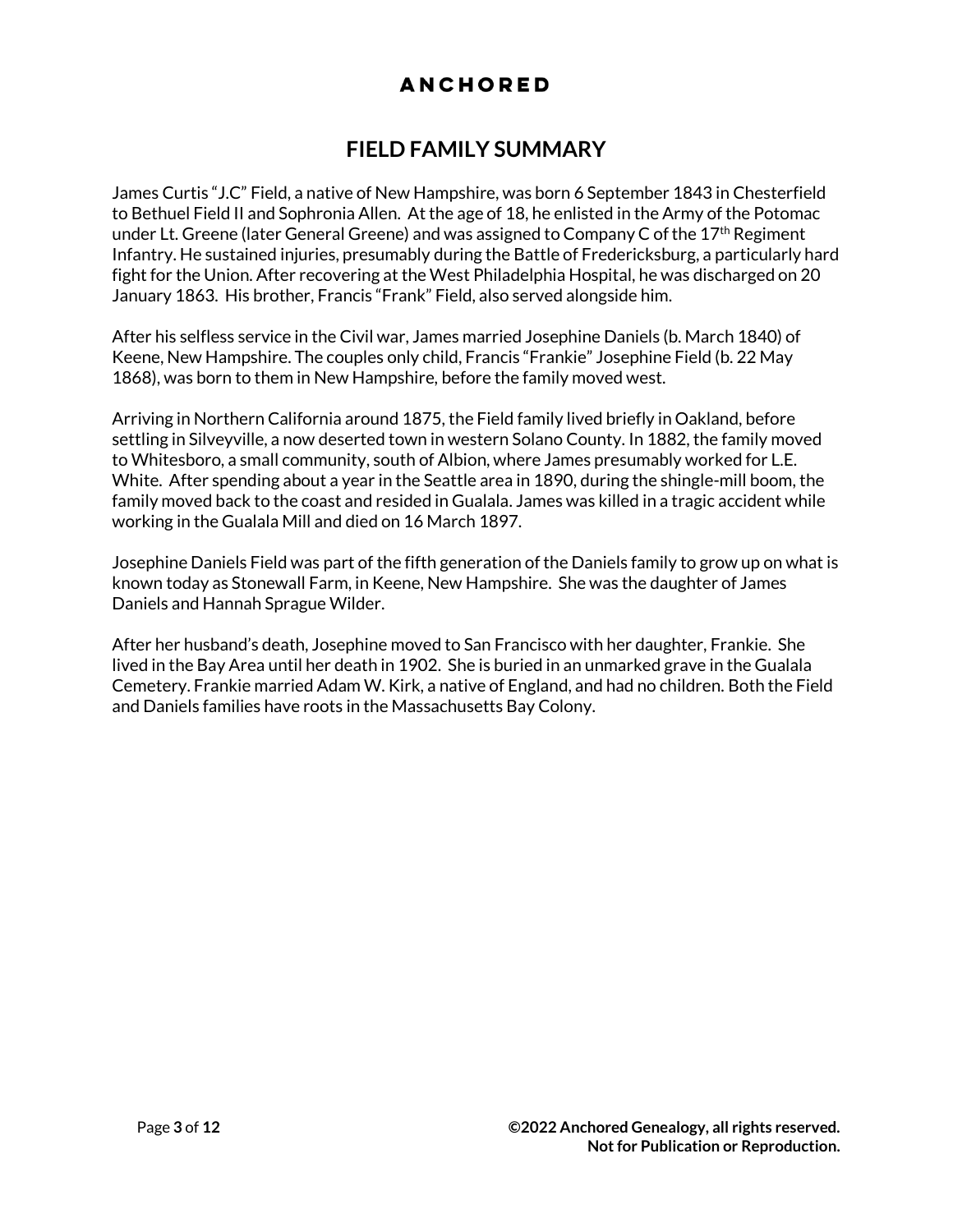# FIELD FAMILY SUMMARY

James Curtis "J.C" Field, a native of New Hampshire, was born 6 September 1843 in Chesterfield to Bethuel Field II and Sophronia Allen. At the age of 18, he enlisted in the Army of the Potomac under Lt. Greene (later General Greene) and was assigned to Company C of the 17th Regiment Infantry. He sustained injuries, presumably during the Battle of Fredericksburg, a particularly hard fight for the Union. After recovering at the West Philadelphia Hospital, he was discharged on 20 January 1863. His brother, Francis "Frank" Field, also served alongside him.

After his selfless service in the Civil war, James married Josephine Daniels (b. March 1840) of Keene, New Hampshire. The couples only child, Francis "Frankie" Josephine Field (b. 22 May 1868), was born to them in New Hampshire, before the family moved west.

Arriving in Northern California around 1875, the Field family lived briefly in Oakland, before settling in Silveyville, a now deserted town in western Solano County. In 1882, the family moved to Whitesboro, a small community, south of Albion, where James presumably worked for L.E. White. After spending about a year in the Seattle area in 1890, during the shingle-mill boom, the family moved back to the coast and resided in Gualala. James was killed in a tragic accident while working in the Gualala Mill and died on 16 March 1897.

Josephine Daniels Field was part of the fifth generation of the Daniels family to grow up on what is known today as Stonewall Farm, in Keene, New Hampshire. She was the daughter of James Daniels and Hannah Sprague Wilder.

After her husband's death, Josephine moved to San Francisco with her daughter, Frankie. She lived in the Bay Area until her death in 1902. She is buried in an unmarked grave in the Gualala Cemetery. Frankie married Adam W. Kirk, a native of England, and had no children. Both the Field and Daniels families have roots in the Massachusetts Bay Colony.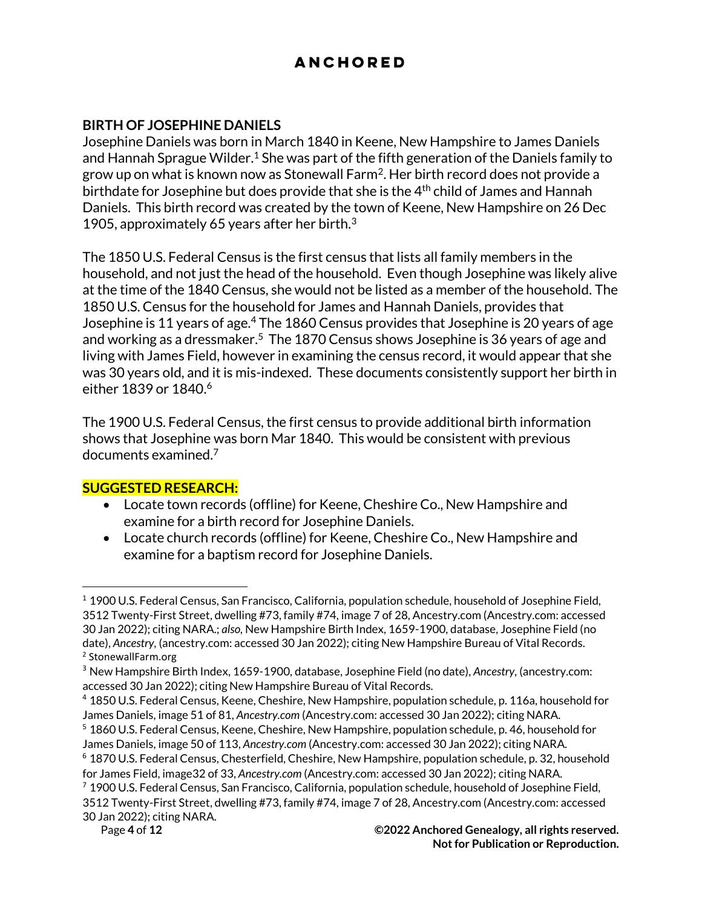## BIRTH OF JOSEPHINE DANIELS

Josephine Daniels was born in March 1840 in Keene, New Hampshire to James Daniels and Hannah Sprague Wilder.[1] She was part of the fifth generation of the Daniels family to grow up on what is known now as Stonewall Farm[2]. Her birth record does not provide a birthdate for Josephine but does provide that she is the 4th child of James and Hannah Daniels. This birth record was created by the town of Keene, New Hampshire on 26 Dec 1905, approximately 65 years after her birth.[3]

The 1850 U.S. Federal Census is the first census that lists all family members in the household, and not just the head of the household. Even though Josephine was likely alive at the time of the 1840 Census, she would not be listed as a member of the household. The 1850 U.S. Census for the household for James and Hannah Daniels, provides that Josephine is 11 years of age.[4] The 1860 Census provides that Josephine is 20 years of age and working as a dressmaker.[5] The 1870 Census shows Josephine is 36 years of age and living with James Field, however in examining the census record, it would appear that she was 30 years old, and it is mis-indexed. These documents consistently support her birth in either 1839 or 1840.[6]

The 1900 U.S. Federal Census, the first census to provide additional birth information shows that Josephine was born Mar 1840. This would be consistent with previous documents examined.[7]

### SUGGESTED RESEARCH:

- Locate town records (offline) for Keene, Cheshire Co., New Hampshire and examine for a birth record for Josephine Daniels.
- Locate church records (offline) for Keene, Cheshire Co., New Hampshire and examine for a baptism record for Josephine Daniels.

---

[1] 1900 U.S. Federal Census, San Francisco, California, population schedule, household of Josephine Field, 3512 Twenty-First Street, dwelling #73, family #74, image 7 of 28, Ancestry.com (Ancestry.com: accessed 30 Jan 2022); citing NARA.; *also,* New Hampshire Birth Index, 1659-1900, database, Josephine Field (no date), *Ancestry*, (ancestry.com: accessed 30 Jan 2022); citing New Hampshire Bureau of Vital Records.

[2] StonewallFarm.org

[3] New Hampshire Birth Index, 1659-1900, database, Josephine Field (no date), *Ancestry*, (ancestry.com: accessed 30 Jan 2022); citing New Hampshire Bureau of Vital Records.

[4] 1850 U.S. Federal Census, Keene, Cheshire, New Hampshire, population schedule, p. 116a, household for James Daniels, image 51 of 81, *Ancestry.com* (Ancestry.com: accessed 30 Jan 2022); citing NARA.

[5] 1860 U.S. Federal Census, Keene, Cheshire, New Hampshire, population schedule, p. 46, household for James Daniels, image 50 of 113, *Ancestry.com* (Ancestry.com: accessed 30 Jan 2022); citing NARA.

[6] 1870 U.S. Federal Census, Chesterfield, Cheshire, New Hampshire, population schedule, p. 32, household for James Field, image32 of 33, *Ancestry.com* (Ancestry.com: accessed 30 Jan 2022); citing NARA.

[7] 1900 U.S. Federal Census, San Francisco, California, population schedule, household of Josephine Field, 3512 Twenty-First Street, dwelling #73, family #74, image 7 of 28, Ancestry.com (Ancestry.com: accessed 30 Jan 2022); citing NARA.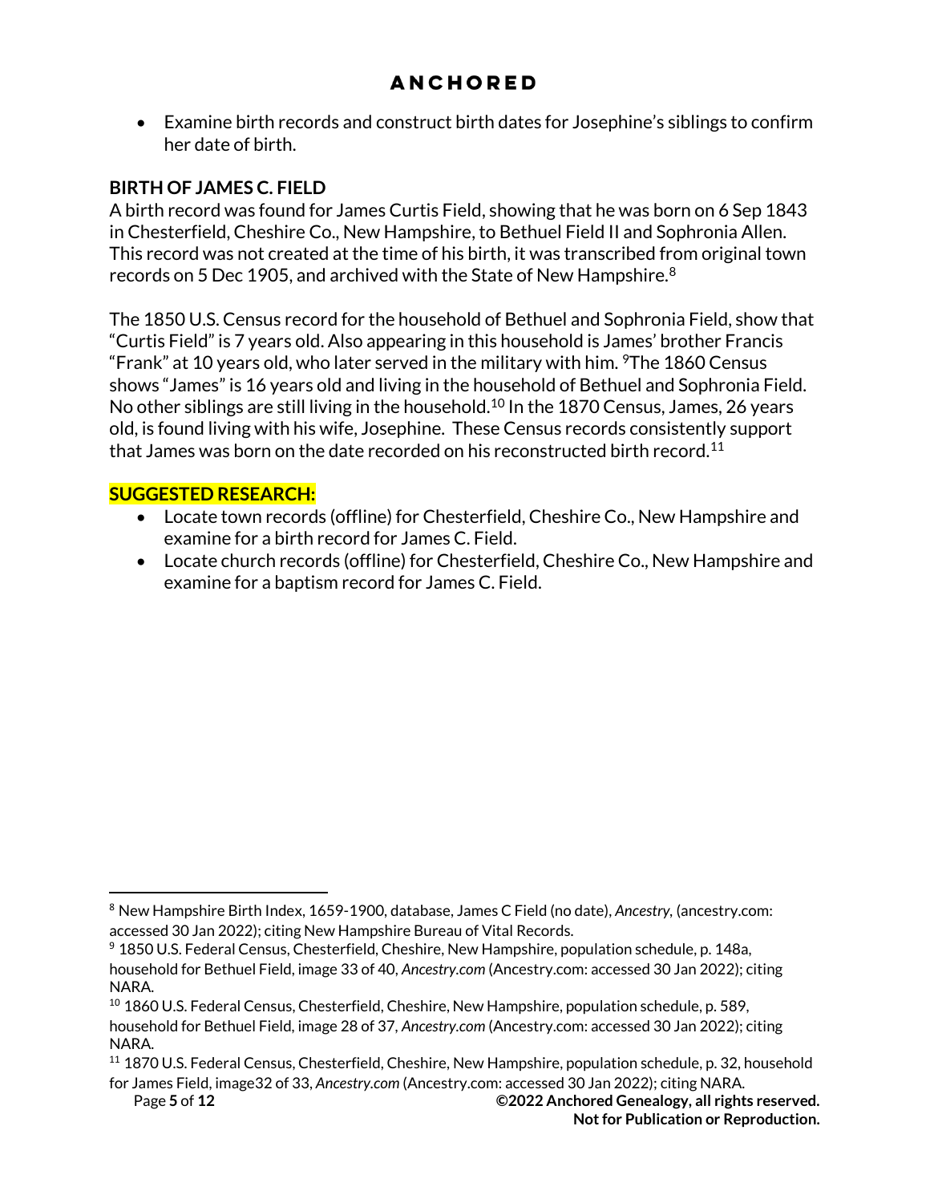- Examine birth records and construct birth dates for Josephine's siblings to confirm her date of birth.

**BIRTH OF JAMES C. FIELD**

A birth record was found for James Curtis Field, showing that he was born on 6 Sep 1843 in Chesterfield, Cheshire Co., New Hampshire, to Bethuel Field II and Sophronia Allen. This record was not created at the time of his birth, it was transcribed from original town records on 5 Dec 1905, and archived with the State of New Hampshire.[8]

The 1850 U.S. Census record for the household of Bethuel and Sophronia Field, show that "Curtis Field" is 7 years old. Also appearing in this household is James' brother Francis "Frank" at 10 years old, who later served in the military with him. [9]The 1860 Census shows "James" is 16 years old and living in the household of Bethuel and Sophronia Field. No other siblings are still living in the household.[10] In the 1870 Census, James, 26 years old, is found living with his wife, Josephine. These Census records consistently support that James was born on the date recorded on his reconstructed birth record.[11]

**SUGGESTED RESEARCH:**

- Locate town records (offline) for Chesterfield, Cheshire Co., New Hampshire and examine for a birth record for James C. Field.
- Locate church records (offline) for Chesterfield, Cheshire Co., New Hampshire and examine for a baptism record for James C. Field.

---

[8] New Hampshire Birth Index, 1659-1900, database, James C Field (no date), *Ancestry*, (ancestry.com: accessed 30 Jan 2022); citing New Hampshire Bureau of Vital Records.

[9] 1850 U.S. Federal Census, Chesterfield, Cheshire, New Hampshire, population schedule, p. 148a, household for Bethuel Field, image 33 of 40, *Ancestry.com* (Ancestry.com: accessed 30 Jan 2022); citing NARA.

[10] 1860 U.S. Federal Census, Chesterfield, Cheshire, New Hampshire, population schedule, p. 589, household for Bethuel Field, image 28 of 37, *Ancestry.com* (Ancestry.com: accessed 30 Jan 2022); citing NARA.

[11] 1870 U.S. Federal Census, Chesterfield, Cheshire, New Hampshire, population schedule, p. 32, household for James Field, image32 of 33, *Ancestry.com* (Ancestry.com: accessed 30 Jan 2022); citing NARA.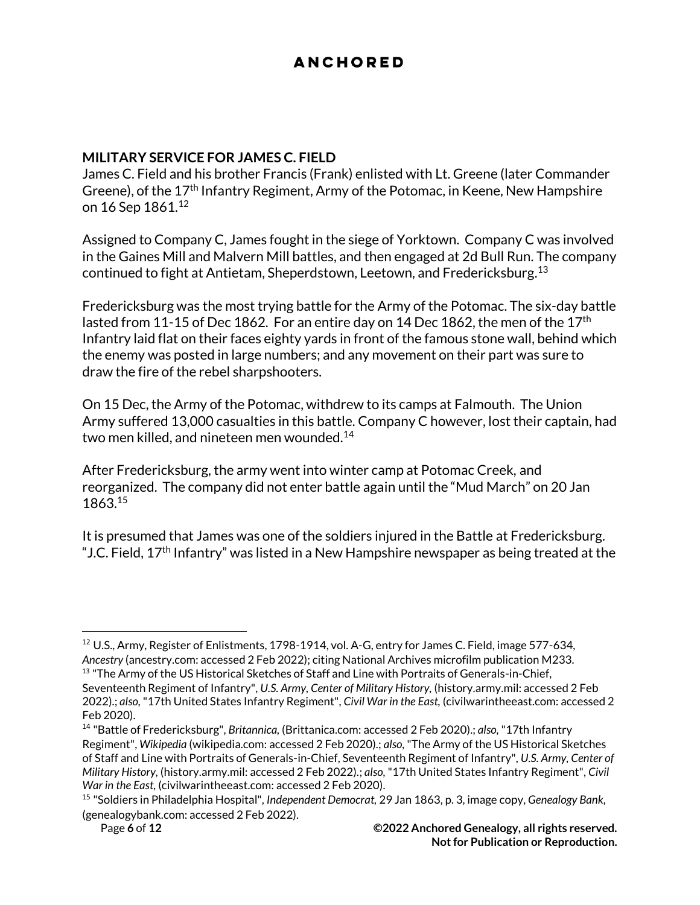**MILITARY SERVICE FOR JAMES C. FIELD**

James C. Field and his brother Francis (Frank) enlisted with Lt. Greene (later Commander Greene), of the 17th Infantry Regiment, Army of the Potomac, in Keene, New Hampshire on 16 Sep 1861.[12]

Assigned to Company C, James fought in the siege of Yorktown. Company C was involved in the Gaines Mill and Malvern Mill battles, and then engaged at 2d Bull Run. The company continued to fight at Antietam, Sheperdstown, Leetown, and Fredericksburg.[13]

Fredericksburg was the most trying battle for the Army of the Potomac. The six-day battle lasted from 11-15 of Dec 1862. For an entire day on 14 Dec 1862, the men of the 17th Infantry laid flat on their faces eighty yards in front of the famous stone wall, behind which the enemy was posted in large numbers; and any movement on their part was sure to draw the fire of the rebel sharpshooters.

On 15 Dec, the Army of the Potomac, withdrew to its camps at Falmouth. The Union Army suffered 13,000 casualties in this battle. Company C however, lost their captain, had two men killed, and nineteen men wounded.[14]

After Fredericksburg, the army went into winter camp at Potomac Creek, and reorganized. The company did not enter battle again until the "Mud March" on 20 Jan 1863.[15]

It is presumed that James was one of the soldiers injured in the Battle at Fredericksburg. "J.C. Field, 17th Infantry" was listed in a New Hampshire newspaper as being treated at the

---

[12] U.S., Army, Register of Enlistments, 1798-1914, vol. A-G, entry for James C. Field, image 577-634, *Ancestry* (ancestry.com: accessed 2 Feb 2022); citing National Archives microfilm publication M233.

[13] "The Army of the US Historical Sketches of Staff and Line with Portraits of Generals-in-Chief, Seventeenth Regiment of Infantry", *U.S. Army, Center of Military History*, (history.army.mil: accessed 2 Feb 2022).; *also*, "17th United States Infantry Regiment", *Civil War in the East*, (civilwarintheeast.com: accessed 2 Feb 2020).

[14] "Battle of Fredericksburg", *Britannica*, (Brittanica.com: accessed 2 Feb 2020).; *also*, "17th Infantry Regiment", *Wikipedia* (wikipedia.com: accessed 2 Feb 2020).; *also*, "The Army of the US Historical Sketches of Staff and Line with Portraits of Generals-in-Chief, Seventeenth Regiment of Infantry", *U.S. Army, Center of Military History*, (history.army.mil: accessed 2 Feb 2022).; *also*, "17th United States Infantry Regiment", *Civil War in the East*, (civilwarintheeast.com: accessed 2 Feb 2020).

[15] "Soldiers in Philadelphia Hospital", *Independent Democrat*, 29 Jan 1863, p. 3, image copy, *Genealogy Bank*, (genealogybank.com: accessed 2 Feb 2022).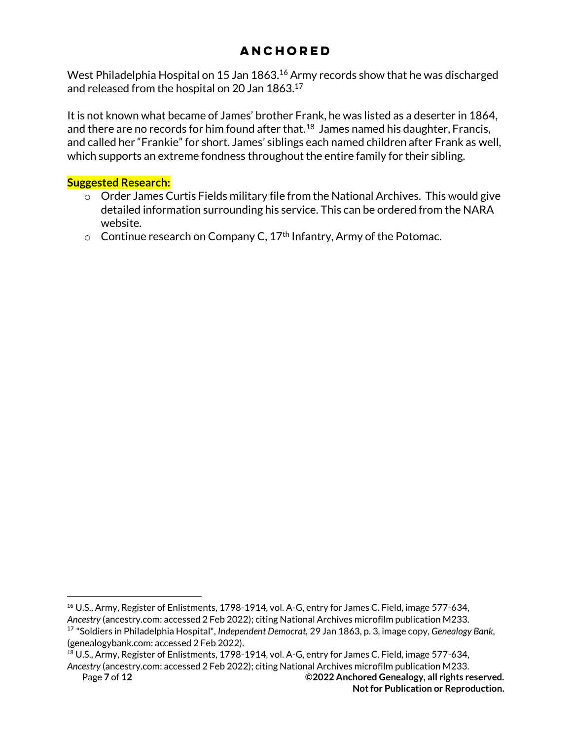West Philadelphia Hospital on 15 Jan 1863.[16] Army records show that he was discharged and released from the hospital on 20 Jan 1863.[17]

It is not known what became of James' brother Frank, he was listed as a deserter in 1864, and there are no records for him found after that.[18] James named his daughter, Francis, and called her "Frankie" for short. James' siblings each named children after Frank as well, which supports an extreme fondness throughout the entire family for their sibling.

**Suggested Research:**

- Order James Curtis Fields military file from the National Archives. This would give detailed information surrounding his service. This can be ordered from the NARA website.
- Continue research on Company C, 17th Infantry, Army of the Potomac.

---

[16] U.S., Army, Register of Enlistments, 1798-1914, vol. A-G, entry for James C. Field, image 577-634, *Ancestry* (ancestry.com: accessed 2 Feb 2022); citing National Archives microfilm publication M233.

[17] "Soldiers in Philadelphia Hospital", *Independent Democrat,* 29 Jan 1863, p. 3, image copy, *Genealogy Bank*, (genealogybank.com: accessed 2 Feb 2022).

[18] U.S., Army, Register of Enlistments, 1798-1914, vol. A-G, entry for James C. Field, image 577-634, *Ancestry* (ancestry.com: accessed 2 Feb 2022); citing National Archives microfilm publication M233.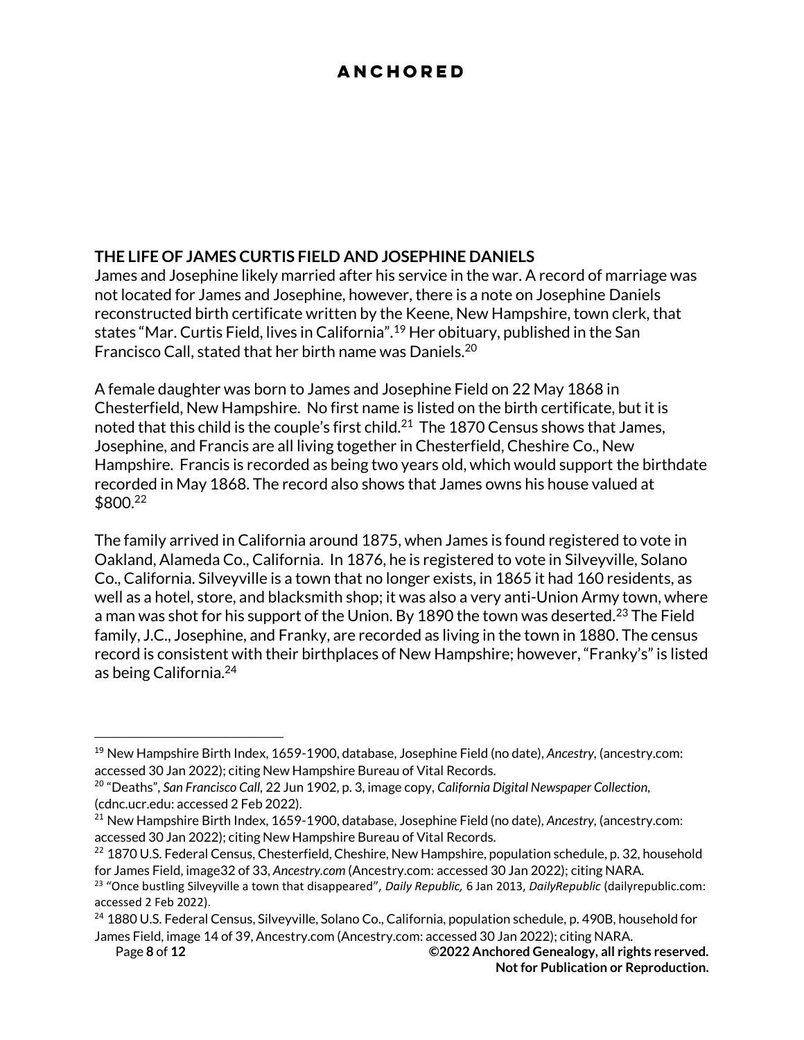## THE LIFE OF JAMES CURTIS FIELD AND JOSEPHINE DANIELS

James and Josephine likely married after his service in the war. A record of marriage was not located for James and Josephine, however, there is a note on Josephine Daniels reconstructed birth certificate written by the Keene, New Hampshire, town clerk, that states "Mar. Curtis Field, lives in California".[19] Her obituary, published in the San Francisco Call, stated that her birth name was Daniels.[20]

A female daughter was born to James and Josephine Field on 22 May 1868 in Chesterfield, New Hampshire. No first name is listed on the birth certificate, but it is noted that this child is the couple's first child.[21] The 1870 Census shows that James, Josephine, and Francis are all living together in Chesterfield, Cheshire Co., New Hampshire. Francis is recorded as being two years old, which would support the birthdate recorded in May 1868. The record also shows that James owns his house valued at $800.[22]

The family arrived in California around 1875, when James is found registered to vote in Oakland, Alameda Co., California. In 1876, he is registered to vote in Silveyville, Solano Co., California. Silveyville is a town that no longer exists, in 1865 it had 160 residents, as well as a hotel, store, and blacksmith shop; it was also a very anti-Union Army town, where a man was shot for his support of the Union. By 1890 the town was deserted.[23] The Field family, J.C., Josephine, and Franky, are recorded as living in the town in 1880. The census record is consistent with their birthplaces of New Hampshire; however, "Franky's" is listed as being California.[24]

---

[19] New Hampshire Birth Index, 1659-1900, database, Josephine Field (no date), *Ancestry*, (ancestry.com: accessed 30 Jan 2022); citing New Hampshire Bureau of Vital Records.

[20] "Deaths", *San Francisco Call*, 22 Jun 1902, p. 3, image copy, *California Digital Newspaper Collection*, (cdnc.ucr.edu: accessed 2 Feb 2022).

[21] New Hampshire Birth Index, 1659-1900, database, Josephine Field (no date), *Ancestry*, (ancestry.com: accessed 30 Jan 2022); citing New Hampshire Bureau of Vital Records.

[22] 1870 U.S. Federal Census, Chesterfield, Cheshire, New Hampshire, population schedule, p. 32, household for James Field, image32 of 33, *Ancestry.com* (Ancestry.com: accessed 30 Jan 2022); citing NARA.

[23] "Once bustling Silveyville a town that disappeared", *Daily Republic,* 6 Jan 2013, *DailyRepublic* (dailyrepublic.com: accessed 2 Feb 2022).

[24] 1880 U.S. Federal Census, Silveyville, Solano Co., California, population schedule, p. 490B, household for James Field, image 14 of 39, Ancestry.com (Ancestry.com: accessed 30 Jan 2022); citing NARA.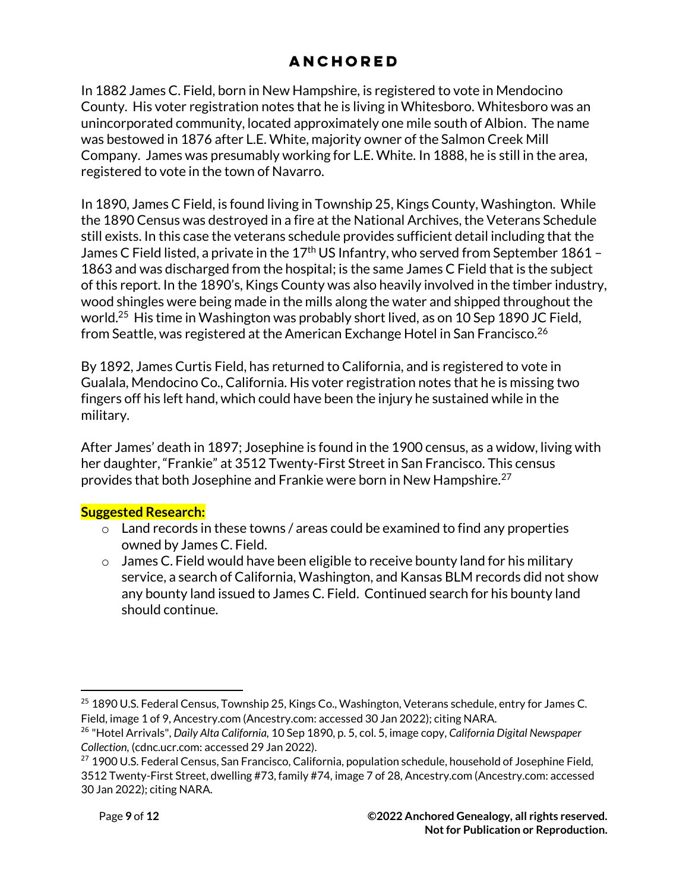In 1882 James C. Field, born in New Hampshire, is registered to vote in Mendocino County. His voter registration notes that he is living in Whitesboro. Whitesboro was an unincorporated community, located approximately one mile south of Albion. The name was bestowed in 1876 after L.E. White, majority owner of the Salmon Creek Mill Company. James was presumably working for L.E. White. In 1888, he is still in the area, registered to vote in the town of Navarro.

In 1890, James C Field, is found living in Township 25, Kings County, Washington. While the 1890 Census was destroyed in a fire at the National Archives, the Veterans Schedule still exists. In this case the veterans schedule provides sufficient detail including that the James C Field listed, a private in the 17th US Infantry, who served from September 1861 – 1863 and was discharged from the hospital; is the same James C Field that is the subject of this report. In the 1890's, Kings County was also heavily involved in the timber industry, wood shingles were being made in the mills along the water and shipped throughout the world.[25] His time in Washington was probably short lived, as on 10 Sep 1890 JC Field, from Seattle, was registered at the American Exchange Hotel in San Francisco.[26]

By 1892, James Curtis Field, has returned to California, and is registered to vote in Gualala, Mendocino Co., California. His voter registration notes that he is missing two fingers off his left hand, which could have been the injury he sustained while in the military.

After James' death in 1897; Josephine is found in the 1900 census, as a widow, living with her daughter, "Frankie" at 3512 Twenty-First Street in San Francisco. This census provides that both Josephine and Frankie were born in New Hampshire.[27]

**Suggested Research:**

- Land records in these towns / areas could be examined to find any properties owned by James C. Field.
- James C. Field would have been eligible to receive bounty land for his military service, a search of California, Washington, and Kansas BLM records did not show any bounty land issued to James C. Field. Continued search for his bounty land should continue.

---

[25] 1890 U.S. Federal Census, Township 25, Kings Co., Washington, Veterans schedule, entry for James C. Field, image 1 of 9, Ancestry.com (Ancestry.com: accessed 30 Jan 2022); citing NARA.

[26] "Hotel Arrivals", *Daily Alta California,* 10 Sep 1890, p. 5, col. 5, image copy, *California Digital Newspaper Collection,* (cdnc.ucr.com: accessed 29 Jan 2022).

[27] 1900 U.S. Federal Census, San Francisco, California, population schedule, household of Josephine Field, 3512 Twenty-First Street, dwelling #73, family #74, image 7 of 28, Ancestry.com (Ancestry.com: accessed 30 Jan 2022); citing NARA.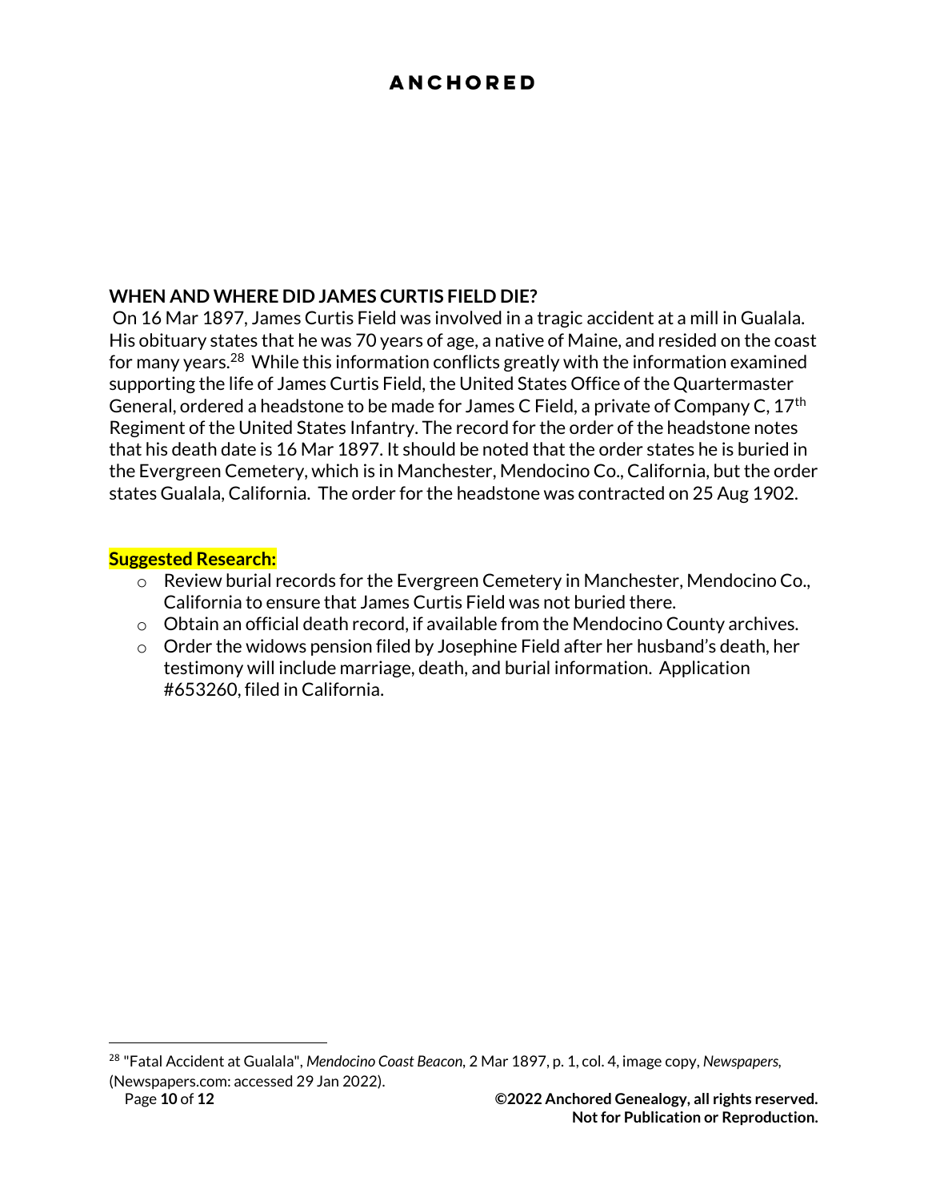## WHEN AND WHERE DID JAMES CURTIS FIELD DIE?

On 16 Mar 1897, James Curtis Field was involved in a tragic accident at a mill in Gualala. His obituary states that he was 70 years of age, a native of Maine, and resided on the coast for many years.[28] While this information conflicts greatly with the information examined supporting the life of James Curtis Field, the United States Office of the Quartermaster General, ordered a headstone to be made for James C Field, a private of Company C, 17th Regiment of the United States Infantry. The record for the order of the headstone notes that his death date is 16 Mar 1897. It should be noted that the order states he is buried in the Evergreen Cemetery, which is in Manchester, Mendocino Co., California, but the order states Gualala, California. The order for the headstone was contracted on 25 Aug 1902.

**Suggested Research:**

- Review burial records for the Evergreen Cemetery in Manchester, Mendocino Co., California to ensure that James Curtis Field was not buried there.
- Obtain an official death record, if available from the Mendocino County archives.
- Order the widows pension filed by Josephine Field after her husband's death, her testimony will include marriage, death, and burial information. Application #653260, filed in California.

---

[28] "Fatal Accident at Gualala", *Mendocino Coast Beacon*, 2 Mar 1897, p. 1, col. 4, image copy, *Newspapers*, (Newspapers.com: accessed 29 Jan 2022).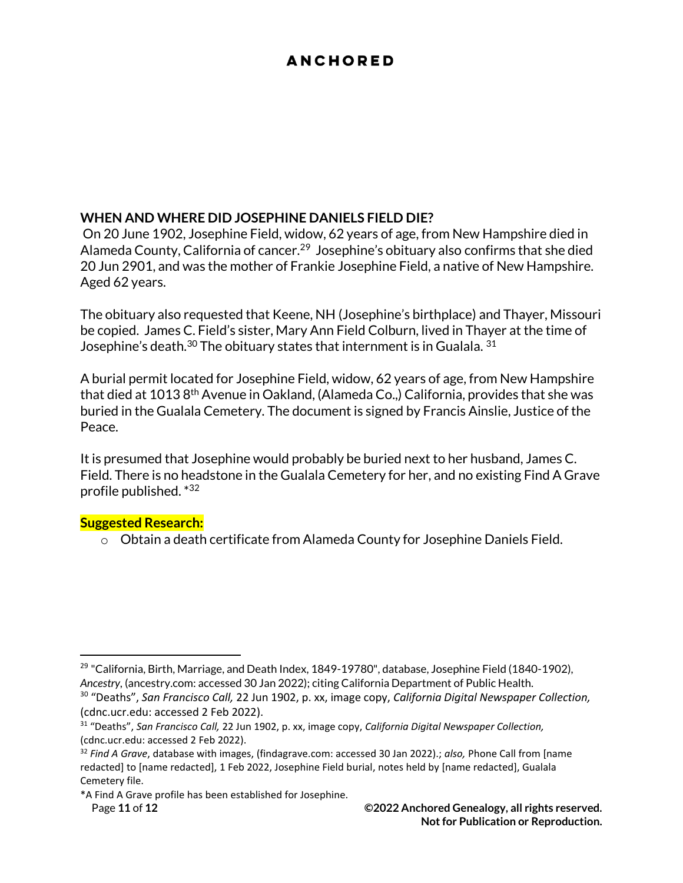## WHEN AND WHERE DID JOSEPHINE DANIELS FIELD DIE?

On 20 June 1902, Josephine Field, widow, 62 years of age, from New Hampshire died in Alameda County, California of cancer.[29] Josephine's obituary also confirms that she died 20 Jun 2901, and was the mother of Frankie Josephine Field, a native of New Hampshire. Aged 62 years.

The obituary also requested that Keene, NH (Josephine's birthplace) and Thayer, Missouri be copied. James C. Field's sister, Mary Ann Field Colburn, lived in Thayer at the time of Josephine's death.[30] The obituary states that internment is in Gualala. [31]

A burial permit located for Josephine Field, widow, 62 years of age, from New Hampshire that died at 1013 8th Avenue in Oakland, (Alameda Co.,) California, provides that she was buried in the Gualala Cemetery. The document is signed by Francis Ainslie, Justice of the Peace.

It is presumed that Josephine would probably be buried next to her husband, James C. Field. There is no headstone in the Gualala Cemetery for her, and no existing Find A Grave profile published. *[32]

**Suggested Research:**

- Obtain a death certificate from Alameda County for Josephine Daniels Field.

---

[29] "California, Birth, Marriage, and Death Index, 1849-19780", database, Josephine Field (1840-1902), *Ancestry*, (ancestry.com: accessed 30 Jan 2022); citing California Department of Public Health.

[30] "Deaths", *San Francisco Call,* 22 Jun 1902, p. xx, image copy, *California Digital Newspaper Collection,* (cdnc.ucr.edu: accessed 2 Feb 2022).

[31] "Deaths", *San Francisco Call,* 22 Jun 1902, p. xx, image copy, *California Digital Newspaper Collection,* (cdnc.ucr.edu: accessed 2 Feb 2022).

[32] *Find A Grave*, database with images, (findagrave.com: accessed 30 Jan 2022).; *also,* Phone Call from [name redacted] to [name redacted], 1 Feb 2022, Josephine Field burial, notes held by [name redacted], Gualala Cemetery file.

*A Find A Grave profile has been established for Josephine.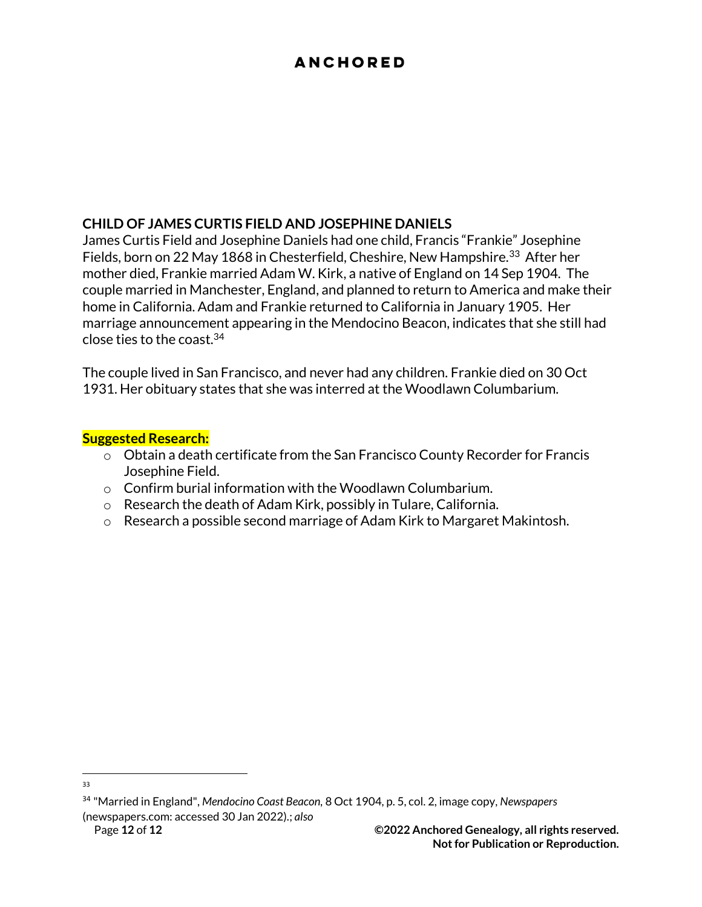## CHILD OF JAMES CURTIS FIELD AND JOSEPHINE DANIELS

James Curtis Field and Josephine Daniels had one child, Francis "Frankie" Josephine Fields, born on 22 May 1868 in Chesterfield, Cheshire, New Hampshire.[33] After her mother died, Frankie married Adam W. Kirk, a native of England on 14 Sep 1904. The couple married in Manchester, England, and planned to return to America and make their home in California. Adam and Frankie returned to California in January 1905. Her marriage announcement appearing in the Mendocino Beacon, indicates that she still had close ties to the coast.[34]

The couple lived in San Francisco, and never had any children. Frankie died on 30 Oct 1931. Her obituary states that she was interred at the Woodlawn Columbarium.

**Suggested Research:**

- Obtain a death certificate from the San Francisco County Recorder for Francis Josephine Field.
- Confirm burial information with the Woodlawn Columbarium.
- Research the death of Adam Kirk, possibly in Tulare, California.
- Research a possible second marriage of Adam Kirk to Margaret Makintosh.

---

[33]

[34] "Married in England", *Mendocino Coast Beacon,* 8 Oct 1904, p. 5, col. 2, image copy, *Newspapers* (newspapers.com: accessed 30 Jan 2022).; *also*